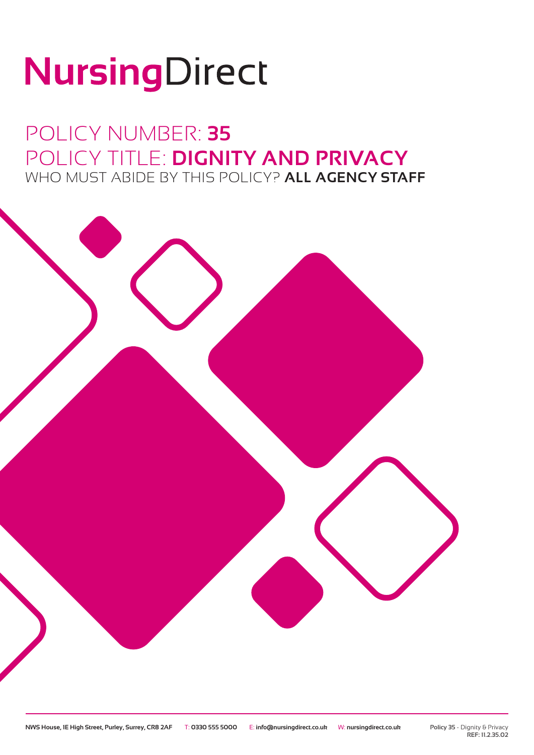# NursingDirect

## POLICY NUMBER: **35**

## POLICY TITLE: **DIGNITY AND PRIVACY**

WHO MUST ABIDE BY THIS POLICY? **ALL AGENCY STAFF**

NWS House, 1E High Street, Purley, Surrey, CR8 2AF T: 0330 555 5000 E: info@nursingdirect.co.uk W: nursingdirect.co.uk

Policy 35 - Dignity & Privacy
REF: 11.2.35.02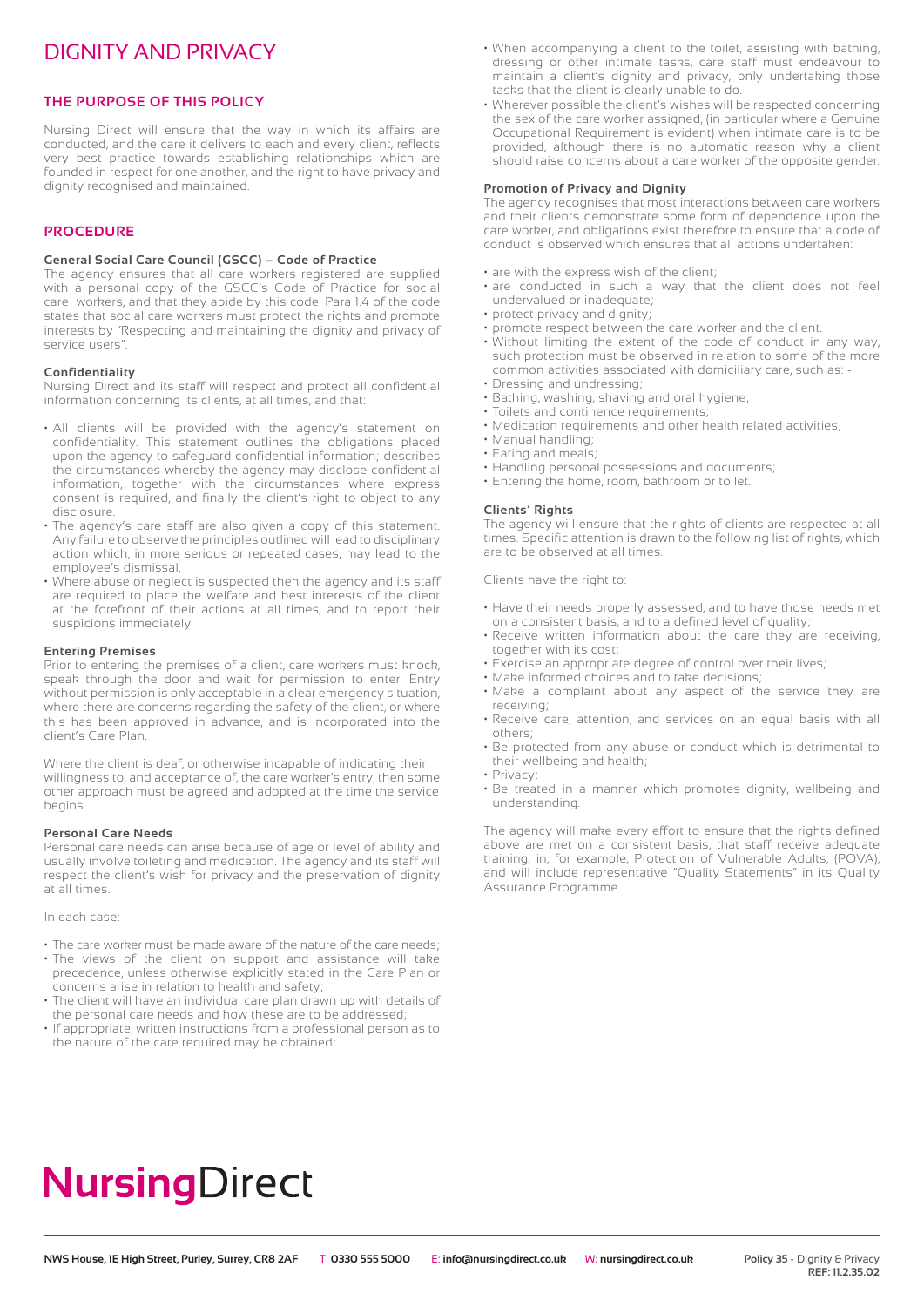# DIGNITY AND PRIVACY

## THE PURPOSE OF THIS POLICY

Nursing Direct will ensure that the way in which its affairs are conducted, and the care it delivers to each and every client, reflects very best practice towards establishing relationships which are founded in respect for one another, and the right to have privacy and dignity recognised and maintained.

## PROCEDURE

### General Social Care Council (GSCC) – Code of Practice

The agency ensures that all care workers registered are supplied with a personal copy of the GSCC's Code of Practice for social care workers, and that they abide by this code. Para 1.4 of the code states that social care workers must protect the rights and promote interests by "Respecting and maintaining the dignity and privacy of service users".

### Confidentiality

Nursing Direct and its staff will respect and protect all confidential information concerning its clients, at all times, and that:

- All clients will be provided with the agency's statement on confidentiality. This statement outlines the obligations placed upon the agency to safeguard confidential information; describes the circumstances whereby the agency may disclose confidential information, together with the circumstances where express consent is required, and finally the client's right to object to any disclosure.
- The agency's care staff are also given a copy of this statement. Any failure to observe the principles outlined will lead to disciplinary action which, in more serious or repeated cases, may lead to the employee's dismissal.
- Where abuse or neglect is suspected then the agency and its staff are required to place the welfare and best interests of the client at the forefront of their actions at all times, and to report their suspicions immediately.

### Entering Premises

Prior to entering the premises of a client, care workers must knock, speak through the door and wait for permission to enter. Entry without permission is only acceptable in a clear emergency situation, where there are concerns regarding the safety of the client, or where this has been approved in advance, and is incorporated into the client's Care Plan.

Where the client is deaf, or otherwise incapable of indicating their willingness to, and acceptance of, the care worker's entry, then some other approach must be agreed and adopted at the time the service begins.

### Personal Care Needs

Personal care needs can arise because of age or level of ability and usually involve toileting and medication. The agency and its staff will respect the client's wish for privacy and the preservation of dignity at all times.

In each case:

- The care worker must be made aware of the nature of the care needs;
- The views of the client on support and assistance will take precedence, unless otherwise explicitly stated in the Care Plan or concerns arise in relation to health and safety;
- The client will have an individual care plan drawn up with details of the personal care needs and how these are to be addressed;
- If appropriate, written instructions from a professional person as to the nature of the care required may be obtained;
- When accompanying a client to the toilet, assisting with bathing, dressing or other intimate tasks, care staff must endeavour to maintain a client's dignity and privacy, only undertaking those tasks that the client is clearly unable to do.
- Wherever possible the client's wishes will be respected concerning the sex of the care worker assigned, (in particular where a Genuine Occupational Requirement is evident) when intimate care is to be provided, although there is no automatic reason why a client should raise concerns about a care worker of the opposite gender.

### Promotion of Privacy and Dignity

The agency recognises that most interactions between care workers and their clients demonstrate some form of dependence upon the care worker, and obligations exist therefore to ensure that a code of conduct is observed which ensures that all actions undertaken:

- are with the express wish of the client;
- are conducted in such a way that the client does not feel undervalued or inadequate;
- protect privacy and dignity;
- promote respect between the care worker and the client.
- Without limiting the extent of the code of conduct in any way, such protection must be observed in relation to some of the more common activities associated with domiciliary care, such as: -
- Dressing and undressing;
- Bathing, washing, shaving and oral hygiene;
- Toilets and continence requirements;
- Medication requirements and other health related activities;
- Manual handling;
- Eating and meals;
- Handling personal possessions and documents;
- Entering the home, room, bathroom or toilet.

### Clients' Rights

The agency will ensure that the rights of clients are respected at all times. Specific attention is drawn to the following list of rights, which are to be observed at all times.

Clients have the right to:

- Have their needs properly assessed, and to have those needs met on a consistent basis, and to a defined level of quality;
- Receive written information about the care they are receiving, together with its cost;
- Exercise an appropriate degree of control over their lives;
- Make informed choices and to take decisions;
- Make a complaint about any aspect of the service they are receiving;
- Receive care, attention, and services on an equal basis with all others;
- Be protected from any abuse or conduct which is detrimental to their wellbeing and health;
- Privacy;
- Be treated in a manner which promotes dignity, wellbeing and understanding.

The agency will make every effort to ensure that the rights defined above are met on a consistent basis, that staff receive adequate training, in, for example, Protection of Vulnerable Adults, (POVA), and will include representative "Quality Statements" in its Quality Assurance Programme.

**Nursing**Direct

**NWS House, 1E High Street, Purley, Surrey, CR8 2AF** T: **0330 555 5000** E: **info@nursingdirect.co.uk** W: **nursingdirect.co.uk**

Policy 35 - Dignity & Privacy **REF: 11.2.35.02**